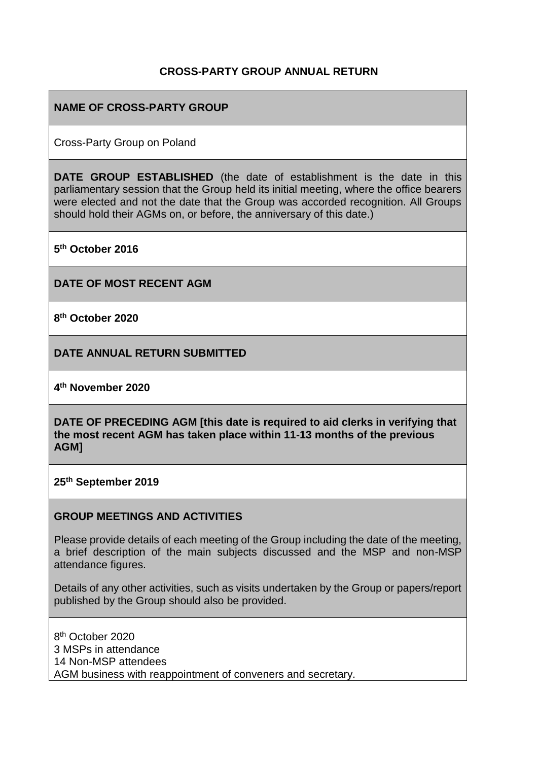**CROSS-PARTY GROUP ANNUAL RETURN**

**NAME OF CROSS-PARTY GROUP**

Cross-Party Group on Poland

**DATE GROUP ESTABLISHED** (the date of establishment is the date in this parliamentary session that the Group held its initial meeting, where the office bearers were elected and not the date that the Group was accorded recognition. All Groups should hold their AGMs on, or before, the anniversary of this date.)

**5th October 2016**

**DATE OF MOST RECENT AGM**

**8th October 2020**

**DATE ANNUAL RETURN SUBMITTED**

**4th November 2020**

**DATE OF PRECEDING AGM [this date is required to aid clerks in verifying that the most recent AGM has taken place within 11-13 months of the previous AGM]**

**25th September 2019**

**GROUP MEETINGS AND ACTIVITIES**

Please provide details of each meeting of the Group including the date of the meeting, a brief description of the main subjects discussed and the MSP and non-MSP attendance figures.

Details of any other activities, such as visits undertaken by the Group or papers/report published by the Group should also be provided.

8th October 2020
3 MSPs in attendance
14 Non-MSP attendees
AGM business with reappointment of conveners and secretary.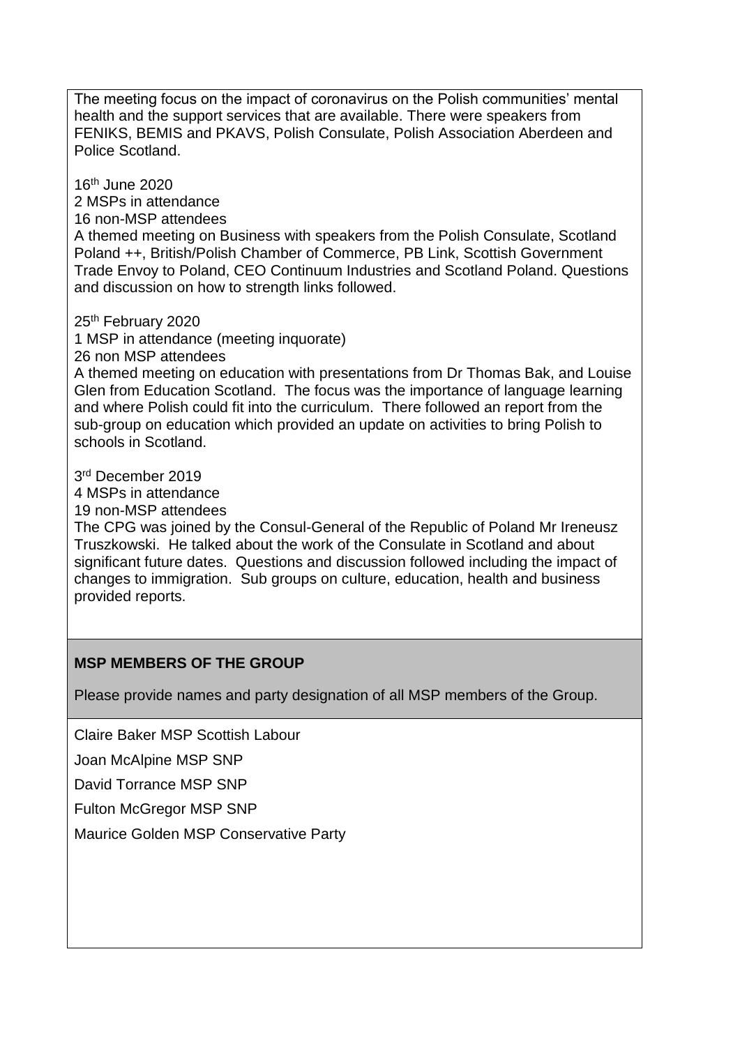The meeting focus on the impact of coronavirus on the Polish communities' mental health and the support services that are available. There were speakers from FENIKS, BEMIS and PKAVS, Polish Consulate, Polish Association Aberdeen and Police Scotland.

16th June 2020
2 MSPs in attendance
16 non-MSP attendees
A themed meeting on Business with speakers from the Polish Consulate, Scotland Poland ++, British/Polish Chamber of Commerce, PB Link, Scottish Government Trade Envoy to Poland, CEO Continuum Industries and Scotland Poland. Questions and discussion on how to strength links followed.

25th February 2020
1 MSP in attendance (meeting inquorate)
26 non MSP attendees
A themed meeting on education with presentations from Dr Thomas Bak, and Louise Glen from Education Scotland. The focus was the importance of language learning and where Polish could fit into the curriculum. There followed an report from the sub-group on education which provided an update on activities to bring Polish to schools in Scotland.

3rd December 2019
4 MSPs in attendance
19 non-MSP attendees
The CPG was joined by the Consul-General of the Republic of Poland Mr Ireneusz Truszkowski. He talked about the work of the Consulate in Scotland and about significant future dates. Questions and discussion followed including the impact of changes to immigration. Sub groups on culture, education, health and business provided reports.

**MSP MEMBERS OF THE GROUP**

Please provide names and party designation of all MSP members of the Group.

Claire Baker MSP Scottish Labour

Joan McAlpine MSP SNP

David Torrance MSP SNP

Fulton McGregor MSP SNP

Maurice Golden MSP Conservative Party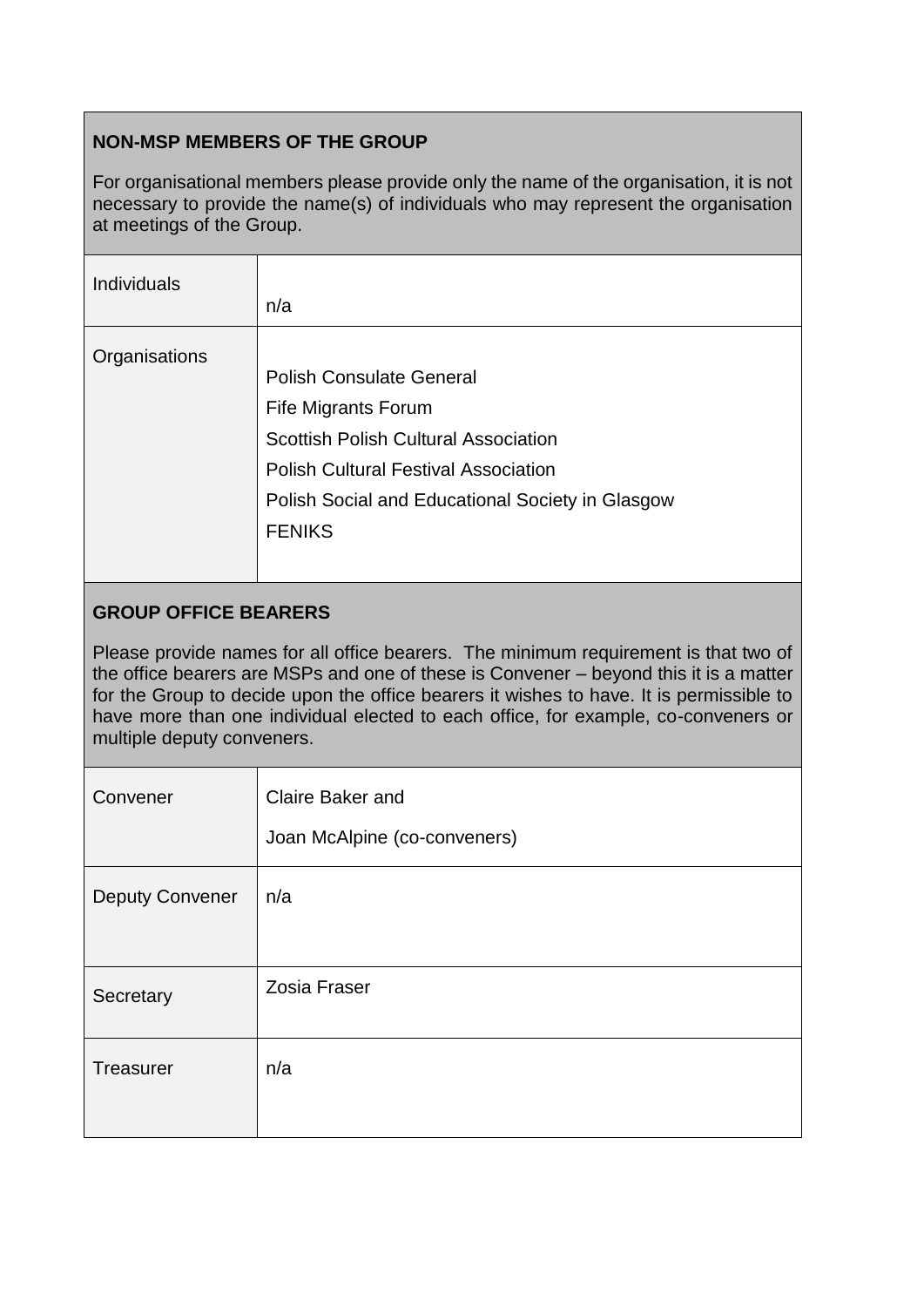## NON-MSP MEMBERS OF THE GROUP

For organisational members please provide only the name of the organisation, it is not necessary to provide the name(s) of individuals who may represent the organisation at meetings of the Group.

| | |
|---|---|
| Individuals | n/a |
| Organisations | Polish Consulate General<br>Fife Migrants Forum<br>Scottish Polish Cultural Association<br>Polish Cultural Festival Association<br>Polish Social and Educational Society in Glasgow<br>FENIKS |

## GROUP OFFICE BEARERS

Please provide names for all office bearers. The minimum requirement is that two of the office bearers are MSPs and one of these is Convener – beyond this it is a matter for the Group to decide upon the office bearers it wishes to have. It is permissible to have more than one individual elected to each office, for example, co-conveners or multiple deputy conveners.

| | |
|---|---|
| Convener | Claire Baker and<br>Joan McAlpine (co-conveners) |
| Deputy Convener | n/a |
| Secretary | Zosia Fraser |
| Treasurer | n/a |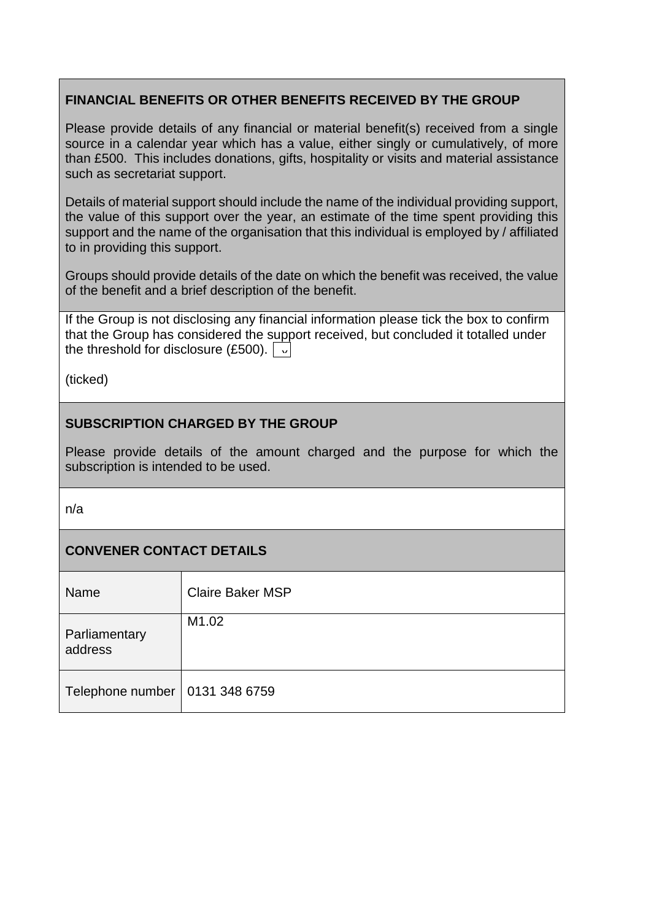## FINANCIAL BENEFITS OR OTHER BENEFITS RECEIVED BY THE GROUP

Please provide details of any financial or material benefit(s) received from a single source in a calendar year which has a value, either singly or cumulatively, of more than £500. This includes donations, gifts, hospitality or visits and material assistance such as secretariat support.

Details of material support should include the name of the individual providing support, the value of this support over the year, an estimate of the time spent providing this support and the name of the organisation that this individual is employed by / affiliated to in providing this support.

Groups should provide details of the date on which the benefit was received, the value of the benefit and a brief description of the benefit.

If the Group is not disclosing any financial information please tick the box to confirm that the Group has considered the support received, but concluded it totalled under the threshold for disclosure (£500). ☑

(ticked)

## SUBSCRIPTION CHARGED BY THE GROUP

Please provide details of the amount charged and the purpose for which the subscription is intended to be used.

n/a

## CONVENER CONTACT DETAILS

| | |
|---|---|
| Name | Claire Baker MSP |
| Parliamentary address | M1.02 |
| Telephone number | 0131 348 6759 |